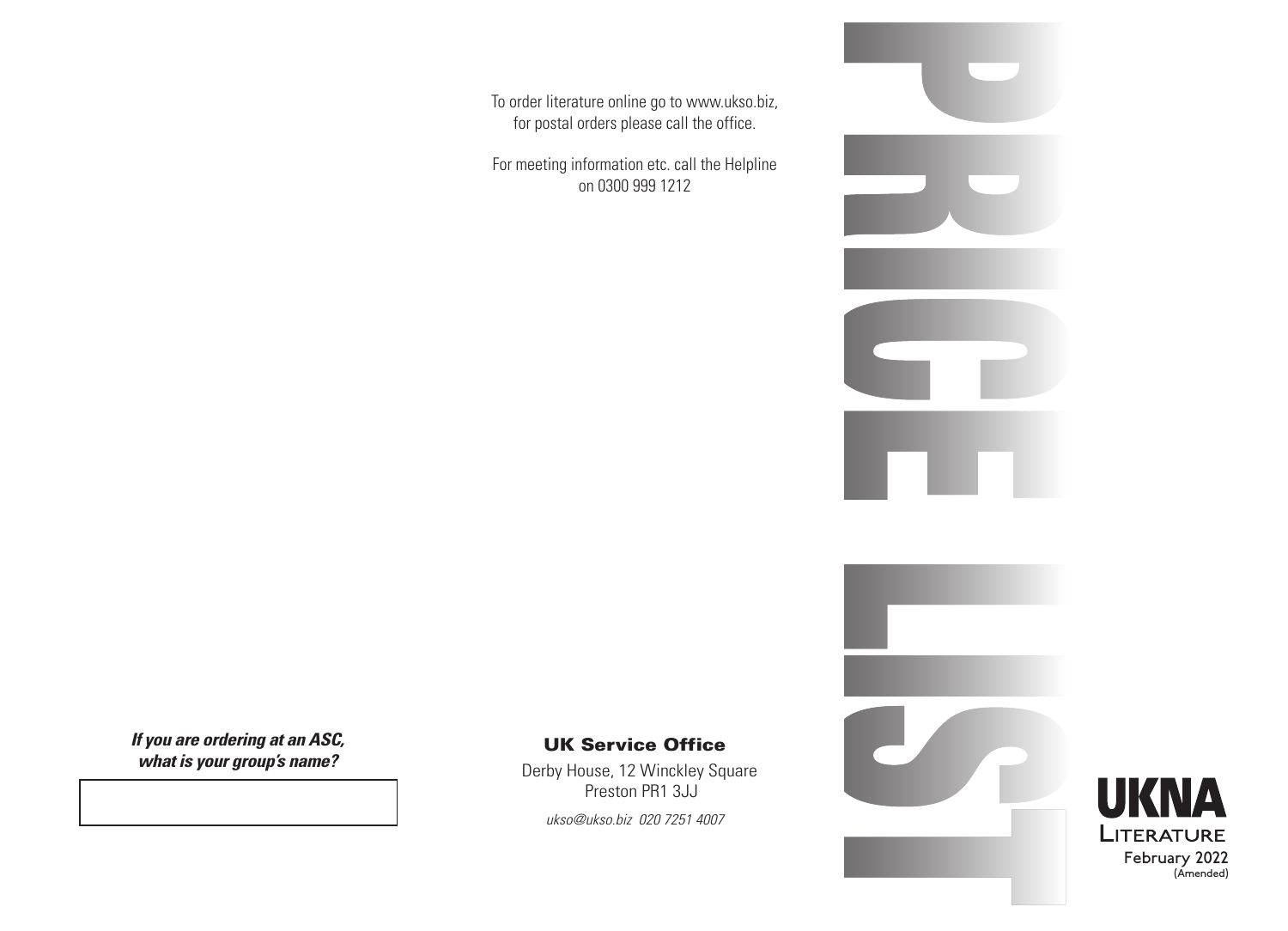# PRICE LIST

To order literature online go to www.ukso.biz, for postal orders please call the office.

For meeting information etc. call the Helpline on 0300 999 1212

***If you are ordering at an ASC, what is your group's name?***

| |
|---|
| |

## UK Service Office

Derby House, 12 Winckley Square
Preston PR1 3JJ

*ukso@ukso.biz 020 7251 4007*

**UKNA**
LITERATURE
February 2022
(Amended)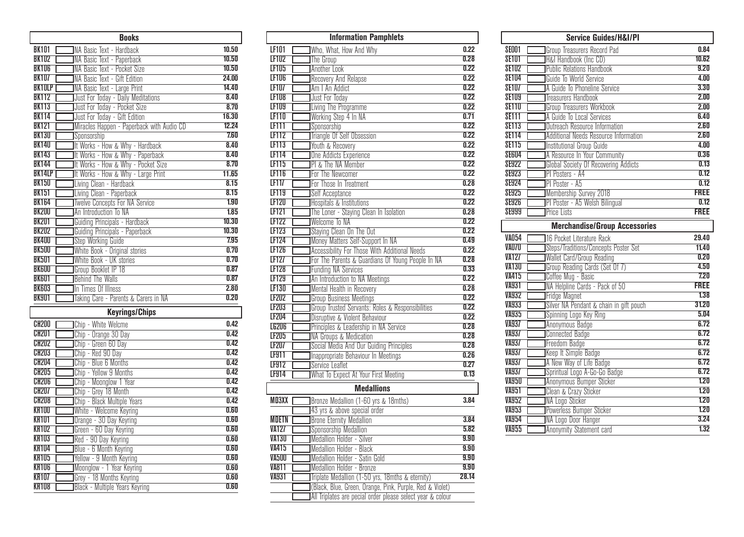## Books

| | | |
|---|---|---|
| BK101 | NA Basic Text - Hardback | 10.50 |
| BK102 | NA Basic Text - Paperback | 10.50 |
| BK106 | NA Basic Text - Pocket Size | 10.50 |
| BK107 | NA Basic Text - Gift Edition | 24.00 |
| BK10LP | NA Basic Text - Large Print | 14.40 |
| BK112 | Just For Today - Daily Meditations | 8.40 |
| BK113 | Just For Today - Pocket Size | 8.70 |
| BK114 | Just For Today - Gift Edition | 16.30 |
| BK121 | Miracles Happen - Paperback with Audio CD | 12.24 |
| BK130 | Sponsorship | 7.60 |
| BK140 | It Works - How & Why - Hardback | 8.40 |
| BK143 | It Works - How & Why - Paperback | 8.40 |
| BK144 | It Works - How & Why - Pocket Size | 8.70 |
| BK14LP | It Works - How & Why - Large Print | 11.65 |
| BK150 | Living Clean - Hardback | 8.15 |
| BK151 | Living Clean - Paperback | 8.15 |
| BK164 | Twelve Concepts For NA Service | 1.90 |
| BK200 | An Introduction To NA | 1.85 |
| BK201 | Guiding Principals - Hardback | 10.30 |
| BK202 | Guiding Principals - Paperback | 10.30 |
| BK400 | Step Working Guide | 7.95 |
| BK500 | White Book - Original stories | 0.70 |
| BK501 | White Book - UK stories | 0.70 |
| BK600 | Group Booklet IP 18 | 0.87 |
| BK601 | Behind The Walls | 0.87 |
| BK603 | In Times Of Illness | 2.80 |
| BK901 | Taking Care - Parents & Carers in NA | 0.20 |

## Keyrings/Chips

| | | |
|---|---|---|
| CH200 | Chip - White Welcme | 0.42 |
| CH201 | Chip - Orange 30 Day | 0.42 |
| CH202 | Chip - Green 60 Day | 0.42 |
| CH203 | Chip - Red 90 Day | 0.42 |
| CH204 | Chip - Blue 6 Months | 0.42 |
| CH205 | Chip - Yellow 9 Months | 0.42 |
| CH206 | Chip - Moonglow 1 Year | 0.42 |
| CH207 | Chip - Grey 18 Month | 0.42 |
| CH208 | Chip - Black Multiple Years | 0.42 |
| KR100 | White - Welcome Keyring | 0.60 |
| KR101 | Orange - 30 Day Keyring | 0.60 |
| KR102 | Green - 60 Day Keyring | 0.60 |
| KR103 | Red - 90 Day Keyring | 0.60 |
| KR104 | Blue - 6 Month Keyring | 0.60 |
| KR105 | Yellow - 9 Month Keyring | 0.60 |
| KR106 | Moonglow - 1 Year Keyring | 0.60 |
| KR107 | Grey - 18 Months Keyring | 0.60 |
| KR108 | Black - Multiple Years Keyring | 0.60 |

## Information Pamphlets

| | | |
|---|---|---|
| LF101 | Who, What, How And Why | 0.22 |
| LF102 | The Group | 0.28 |
| LF105 | Another Look | 0.22 |
| LF106 | Recovery And Relapse | 0.22 |
| LF107 | Am I An Addict | 0.22 |
| LF108 | Just For Today | 0.22 |
| LF109 | Living The Programme | 0.22 |
| LF110 | Working Step 4 In NA | 0.71 |
| LF111 | Sponsorship | 0.22 |
| LF112 | Triangle Of Self Obsession | 0.22 |
| LF113 | Youth & Recovery | 0.22 |
| LF114 | One Addicts Experience | 0.22 |
| LF115 | PI & The NA Member | 0.22 |
| LF116 | For The Newcomer | 0.22 |
| LF117 | For Those In Treatment | 0.28 |
| LF119 | Self Acceptance | 0.22 |
| LF120 | Hospitals & Institutions | 0.22 |
| LF121 | The Loner - Staying Clean In Isolation | 0.28 |
| LF122 | Welcome To NA | 0.22 |
| LF123 | Staying Clean On The Out | 0.22 |
| LF124 | Money Matters Self-Support In NA | 0.49 |
| LF126 | Accessibility For Those With Additional Needs | 0.22 |
| LF127 | For The Parents & Guardians Of Young People In NA | 0.28 |
| LF128 | Funding NA Services | 0.33 |
| LF129 | An Introduction to NA Meetings | 0.22 |
| LF130 | Mental Health in Recovery | 0.28 |
| LF202 | Group Business Meetings | 0.22 |
| LF203 | Group Trusted Servants: Roles & Responsibilities | 0.22 |
| LF204 | Disruptive & Violent Behaviour | 0.22 |
| LG206 | Principles & Leadership in NA Service | 0.28 |
| LF205 | NA Groups & Medication | 0.28 |
| LF207 | Social Media And Our Guiding Principles | 0.28 |
| LF911 | Inappropriate Behaviour In Meetings | 0.26 |
| LF912 | Service Leaflet | 0.27 |
| LF914 | What To Expect At Your First Meeting | 0.13 |

## Medallions

| | | |
|---|---|---|
| MD3XX | Bronze Medallion (1-60 yrs & 18mths) | 3.84 |
| | 43 yrs & above special order | |
| MDETN | Brone Eternity Medallion | 3.84 |
| VA127 | Sponsorship Medallion | 5.82 |
| VA130 | Medallion Holder - Silver | 9.90 |
| VA415 | Medallion Holder - Black | 9.90 |
| VA500 | Medallion Holder - Satin Gold | 9.90 |
| VA811 | Medallion Holder - Bronze | 9.90 |
| VA931 | Triplate Medallion (1-50 yrs, 18mths & eternity) | 28.14 |
| | (Black, Blue, Green, Orange, Pink, Purple, Red & Violet) | |
| | All Triplates are pecial order please select year & colour | |

## Service Guides/H&I/PI

| | | |
|---|---|---|
| SE001 | Group Treasurers Record Pad | 0.84 |
| SE101 | H&I Handbook (Inc CD) | 10.62 |
| SE102 | Public Relations Handbook | 9.20 |
| SE104 | Guide To World Service | 4.00 |
| SE107 | A Guide To Phoneline Service | 3.30 |
| SE109 | Treasurers Handbook | 2.00 |
| SE110 | Group Treasurers Workbook | 2.00 |
| SE111 | A Guide To Local Services | 6.40 |
| SE113 | Outreach Resource Information | 2.60 |
| SE114 | Additional Needs Resource Information | 2.60 |
| SE115 | Institutional Group Guide | 4.00 |
| SE604 | A Resource In Your Community | 0.36 |
| SE922 | Global Society Of Recovering Addicts | 0.13 |
| SE923 | PI Posters - A4 | 0.12 |
| SE924 | PI Poster - A5 | 0.12 |
| SE925 | Membership Survey 2018 | FREE |
| SE926 | PI Poster - A5 Welsh Bilingual | 0.12 |
| SE999 | Price Lists | FREE |

## Merchandise/Group Accessories

| | | |
|---|---|---|
| VA054 | 16 Pocket Literature Rack | 29.40 |
| VA070 | Steps/Traditions/Concepts Poster Set | 11.40 |
| VA127 | Wallet Card/Group Reading | 0.20 |
| VA130 | Group Reading Cards (Set Of 7) | 4.50 |
| VA415 | Coffee Mug - Basic | 7.20 |
| VA931 | NA Helpline Cards - Pack of 50 | FREE |
| VA932 | Fridge Magnet | 1.38 |
| VA933 | Silver NA Pendant & chain in gift pouch | 31.20 |
| VA935 | Spinning Logo Key Ring | 5.04 |
| VA937 | Anonymous Badge | 6.72 |
| VA937 | Connected Badge | 6.72 |
| VA937 | Freedom Badge | 6.72 |
| VA937 | Keep It Simple Badge | 6.72 |
| VA937 | A New Way of Life Badge | 6.72 |
| VA937 | Spriritual Logo A-Go-Go Badge | 6.72 |
| VA950 | Anonymous Bumper Sticker | 1.20 |
| VA951 | Clean & Crazy Sticker | 1.20 |
| VA952 | NA Logo Sticker | 1.20 |
| VA953 | Powerless Bumper Sticker | 1.20 |
| VA954 | NA Logo Door Hanger | 3.24 |
| VA955 | Anonymity Statement card | 1.32 |